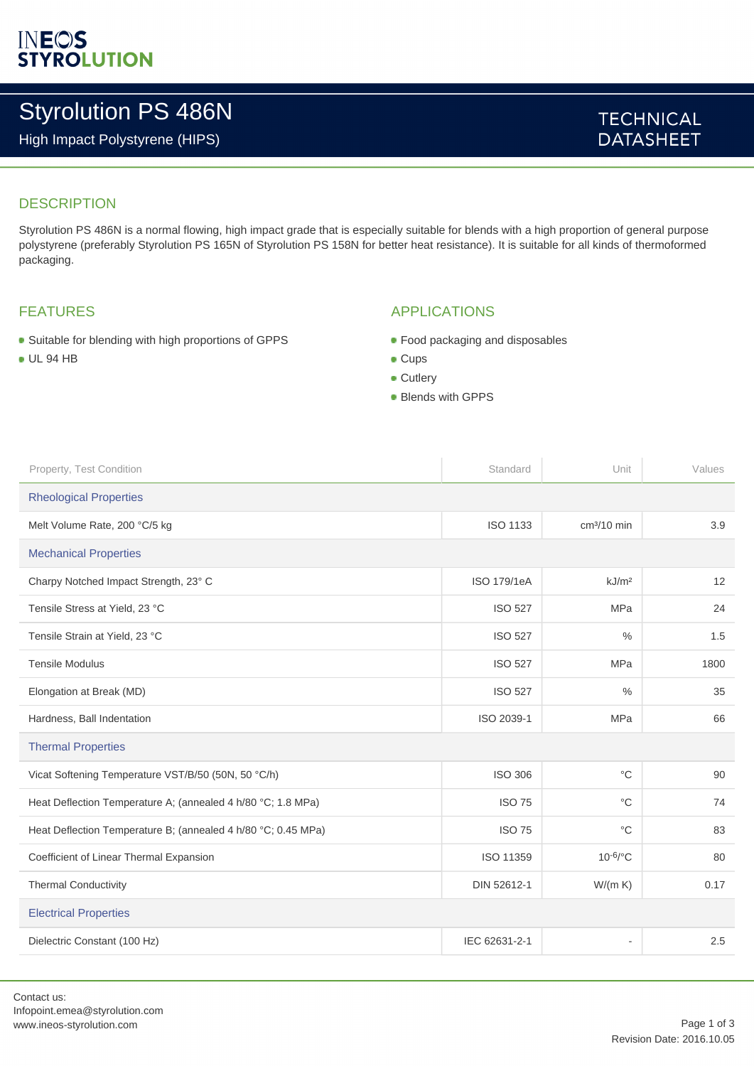INEOS STYROLUTION

# Styrolution PS 486N

High Impact Polystyrene (HIPS)

TECHNICAL DATASHEET

## DESCRIPTION

Styrolution PS 486N is a normal flowing, high impact grade that is especially suitable for blends with a high proportion of general purpose polystyrene (preferably Styrolution PS 165N of Styrolution PS 158N for better heat resistance). It is suitable for all kinds of thermoformed packaging.

## FEATURES

- Suitable for blending with high proportions of GPPS
- UL 94 HB

## APPLICATIONS

- Food packaging and disposables
- Cups
- Cutlery
- Blends with GPPS

| Property, Test Condition | Standard | Unit | Values |
|---|---|---|---|
| **Rheological Properties** | | | |
| Melt Volume Rate, 200 °C/5 kg | ISO 1133 | $cm^3/10$ min | 3.9 |
| **Mechanical Properties** | | | |
| Charpy Notched Impact Strength, 23° C | ISO 179/1eA | $kJ/m^2$ | 12 |
| Tensile Stress at Yield, 23 °C | ISO 527 | MPa | 24 |
| Tensile Strain at Yield, 23 °C | ISO 527 | % | 1.5 |
| Tensile Modulus | ISO 527 | MPa | 1800 |
| Elongation at Break (MD) | ISO 527 | % | 35 |
| Hardness, Ball Indentation | ISO 2039-1 | MPa | 66 |
| **Thermal Properties** | | | |
| Vicat Softening Temperature VST/B/50 (50N, 50 °C/h) | ISO 306 | °C | 90 |
| Heat Deflection Temperature A; (annealed 4 h/80 °C; 1.8 MPa) | ISO 75 | °C | 74 |
| Heat Deflection Temperature B; (annealed 4 h/80 °C; 0.45 MPa) | ISO 75 | °C | 83 |
| Coefficient of Linear Thermal Expansion | ISO 11359 | $10^{-6}$/°C | 80 |
| Thermal Conductivity | DIN 52612-1 | W/(m K) | 0.17 |
| **Electrical Properties** | | | |
| Dielectric Constant (100 Hz) | IEC 62631-2-1 | - | 2.5 |

Contact us:
Infopoint.emea@styrolution.com
www.ineos-styrolution.com

Revision Date: 2016.10.05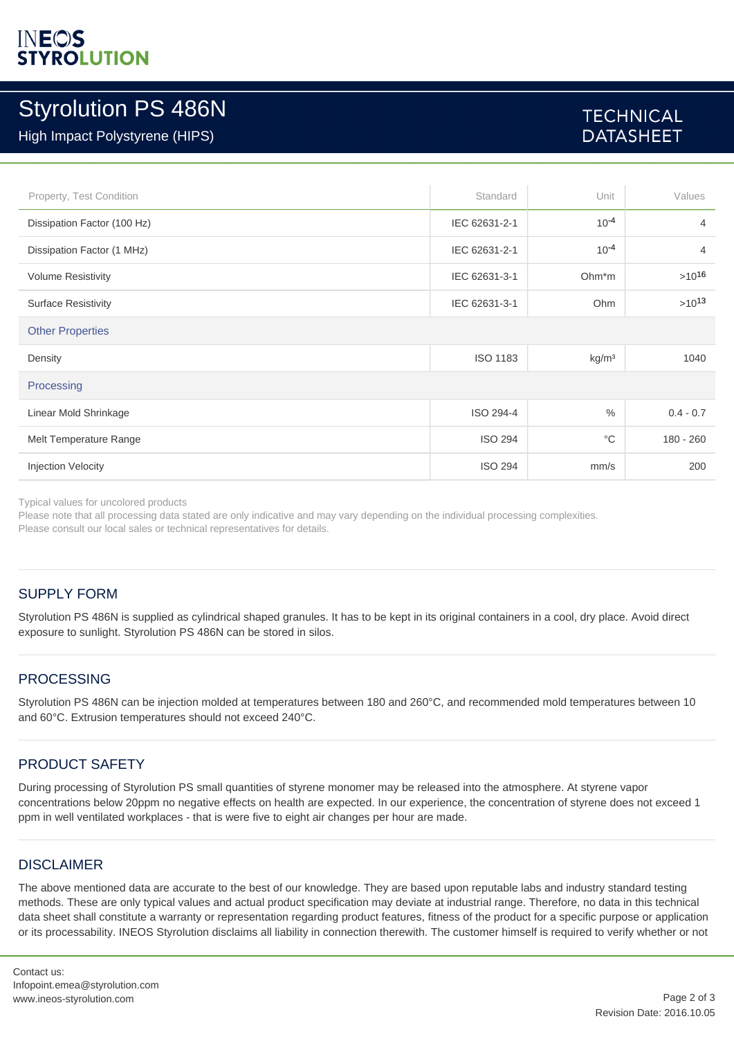# Styrolution PS 486N

High Impact Polystyrene (HIPS)

TECHNICAL DATASHEET

| Property, Test Condition | Standard | Unit | Values |
|---|---|---|---|
| Dissipation Factor (100 Hz) | IEC 62631-2-1 | $10^{-4}$ | 4 |
| Dissipation Factor (1 MHz) | IEC 62631-2-1 | $10^{-4}$ | 4 |
| Volume Resistivity | IEC 62631-3-1 | Ohm*m | $>10^{16}$ |
| Surface Resistivity | IEC 62631-3-1 | Ohm | $>10^{13}$ |
| **Other Properties** | | | |
| Density | ISO 1183 | kg/m³ | 1040 |
| **Processing** | | | |
| Linear Mold Shrinkage | ISO 294-4 | % | 0.4 - 0.7 |
| Melt Temperature Range | ISO 294 | °C | 180 - 260 |
| Injection Velocity | ISO 294 | mm/s | 200 |

Typical values for uncolored products
Please note that all processing data stated are only indicative and may vary depending on the individual processing complexities.
Please consult our local sales or technical representatives for details.

## SUPPLY FORM

Styrolution PS 486N is supplied as cylindrical shaped granules. It has to be kept in its original containers in a cool, dry place. Avoid direct exposure to sunlight. Styrolution PS 486N can be stored in silos.

## PROCESSING

Styrolution PS 486N can be injection molded at temperatures between 180 and 260°C, and recommended mold temperatures between 10 and 60°C. Extrusion temperatures should not exceed 240°C.

## PRODUCT SAFETY

During processing of Styrolution PS small quantities of styrene monomer may be released into the atmosphere. At styrene vapor concentrations below 20ppm no negative effects on health are expected. In our experience, the concentration of styrene does not exceed 1 ppm in well ventilated workplaces - that is were five to eight air changes per hour are made.

## DISCLAIMER

The above mentioned data are accurate to the best of our knowledge. They are based upon reputable labs and industry standard testing methods. These are only typical values and actual product specification may deviate at industrial range. Therefore, no data in this technical data sheet shall constitute a warranty or representation regarding product features, fitness of the product for a specific purpose or application or its processability. INEOS Styrolution disclaims all liability in connection therewith. The customer himself is required to verify whether or not

Contact us:
Infopoint.emea@styrolution.com
www.ineos-styrolution.com

Revision Date: 2016.10.05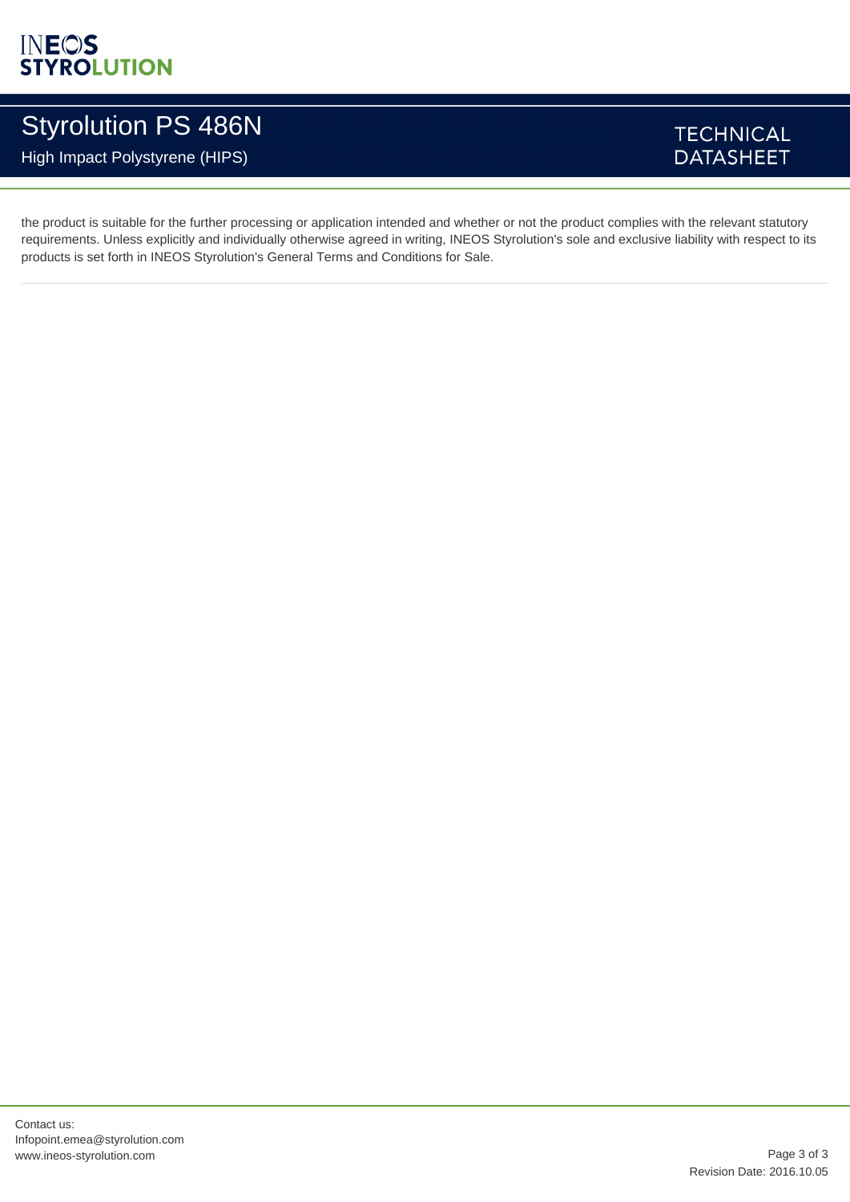the product is suitable for the further processing or application intended and whether or not the product complies with the relevant statutory requirements. Unless explicitly and individually otherwise agreed in writing, INEOS Styrolution's sole and exclusive liability with respect to its products is set forth in INEOS Styrolution's General Terms and Conditions for Sale.

Contact us:
Infopoint.emea@styrolution.com
www.ineos-styrolution.com

Revision Date: 2016.10.05